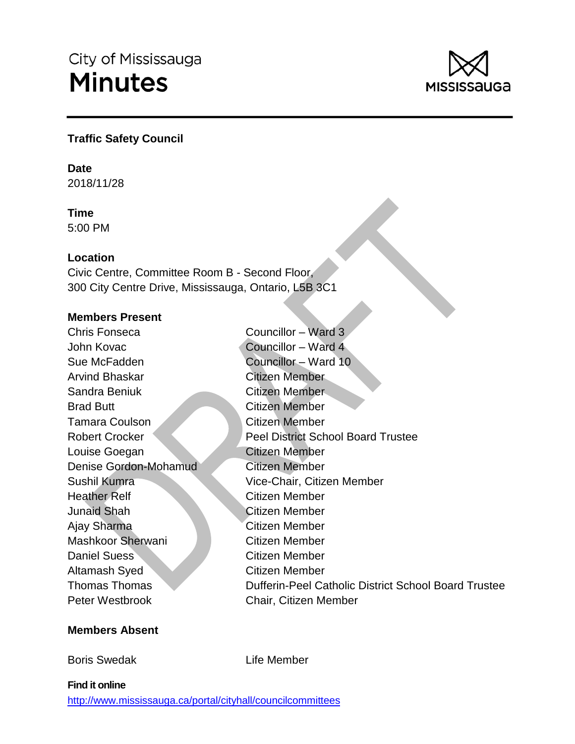City of Mississauga

# Minutes

## Traffic Safety Council

**Date**
2018/11/28

**Time**
5:00 PM

**Location**
Civic Centre, Committee Room B - Second Floor,
300 City Centre Drive, Mississauga, Ontario, L5B 3C1

**Members Present**

| | |
|---|---|
| Chris Fonseca | Councillor – Ward 3 |
| John Kovac | Councillor – Ward 4 |
| Sue McFadden | Councillor – Ward 10 |
| Arvind Bhaskar | Citizen Member |
| Sandra Beniuk | Citizen Member |
| Brad Butt | Citizen Member |
| Tamara Coulson | Citizen Member |
| Robert Crocker | Peel District School Board Trustee |
| Louise Goegan | Citizen Member |
| Denise Gordon-Mohamud | Citizen Member |
| Sushil Kumra | Vice-Chair, Citizen Member |
| Heather Relf | Citizen Member |
| Junaid Shah | Citizen Member |
| Ajay Sharma | Citizen Member |
| Mashkoor Sherwani | Citizen Member |
| Daniel Suess | Citizen Member |
| Altamash Syed | Citizen Member |
| Thomas Thomas | Dufferin-Peel Catholic District School Board Trustee |
| Peter Westbrook | Chair, Citizen Member |

**Members Absent**

| | |
|---|---|
| Boris Swedak | Life Member |

**Find it online**
http://www.mississauga.ca/portal/cityhall/councilcommittees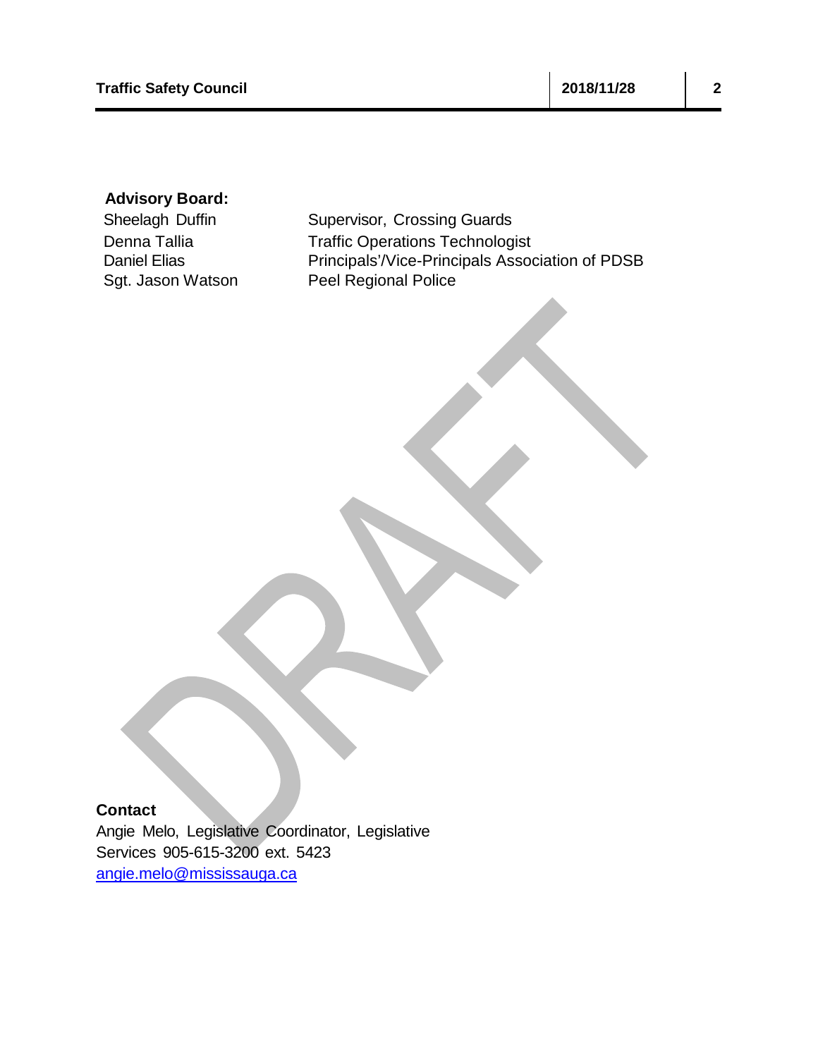**Advisory Board:**

| | |
|---|---|
| Sheelagh Duffin | Supervisor, Crossing Guards |
| Denna Tallia | Traffic Operations Technologist |
| Daniel Elias | Principals'/Vice-Principals Association of PDSB |
| Sgt. Jason Watson | Peel Regional Police |

**Contact**

Angie Melo, Legislative Coordinator, Legislative Services 905-615-3200 ext. 5423
angie.melo@mississauga.ca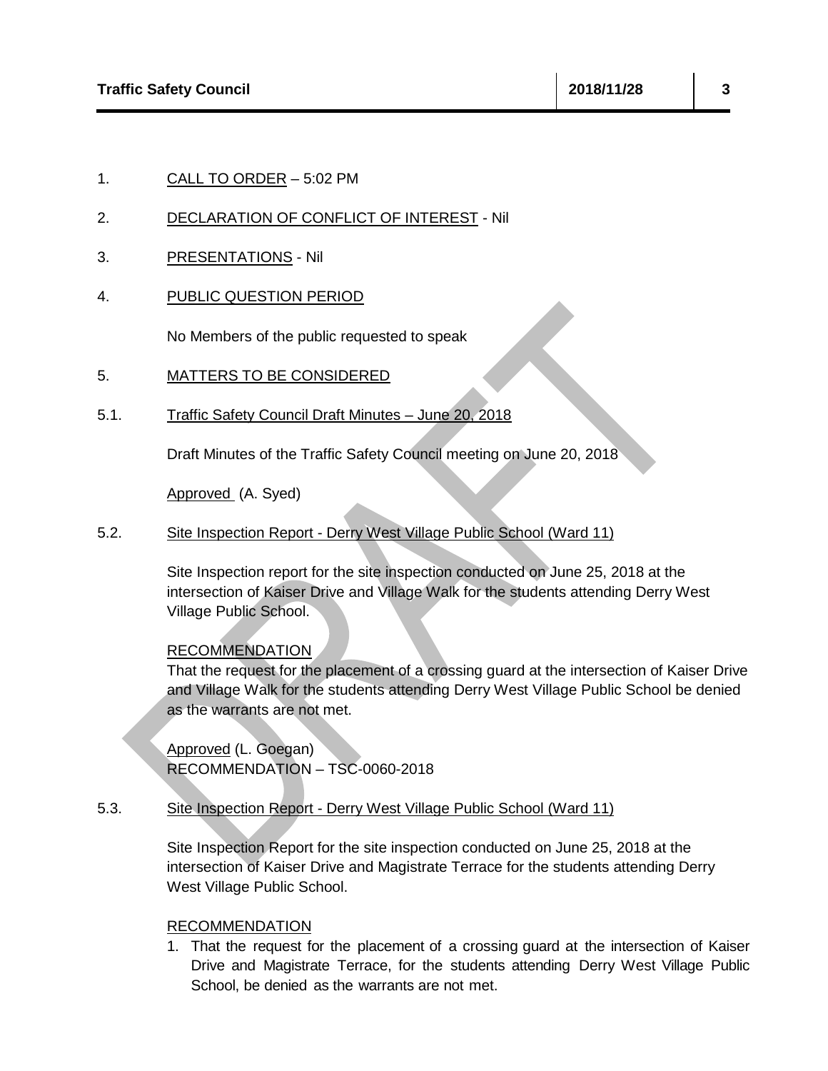1. CALL TO ORDER – 5:02 PM

2. DECLARATION OF CONFLICT OF INTEREST - Nil

3. PRESENTATIONS - Nil

4. PUBLIC QUESTION PERIOD

   No Members of the public requested to speak

5. MATTERS TO BE CONSIDERED

5.1. Traffic Safety Council Draft Minutes – June 20, 2018

   Draft Minutes of the Traffic Safety Council meeting on June 20, 2018

   Approved (A. Syed)

5.2. Site Inspection Report - Derry West Village Public School (Ward 11)

   Site Inspection report for the site inspection conducted on June 25, 2018 at the intersection of Kaiser Drive and Village Walk for the students attending Derry West Village Public School.

   RECOMMENDATION

   That the request for the placement of a crossing guard at the intersection of Kaiser Drive and Village Walk for the students attending Derry West Village Public School be denied as the warrants are not met.

   Approved (L. Goegan)
   RECOMMENDATION – TSC-0060-2018

5.3. Site Inspection Report - Derry West Village Public School (Ward 11)

   Site Inspection Report for the site inspection conducted on June 25, 2018 at the intersection of Kaiser Drive and Magistrate Terrace for the students attending Derry West Village Public School.

   RECOMMENDATION

   1. That the request for the placement of a crossing guard at the intersection of Kaiser Drive and Magistrate Terrace, for the students attending Derry West Village Public School, be denied as the warrants are not met.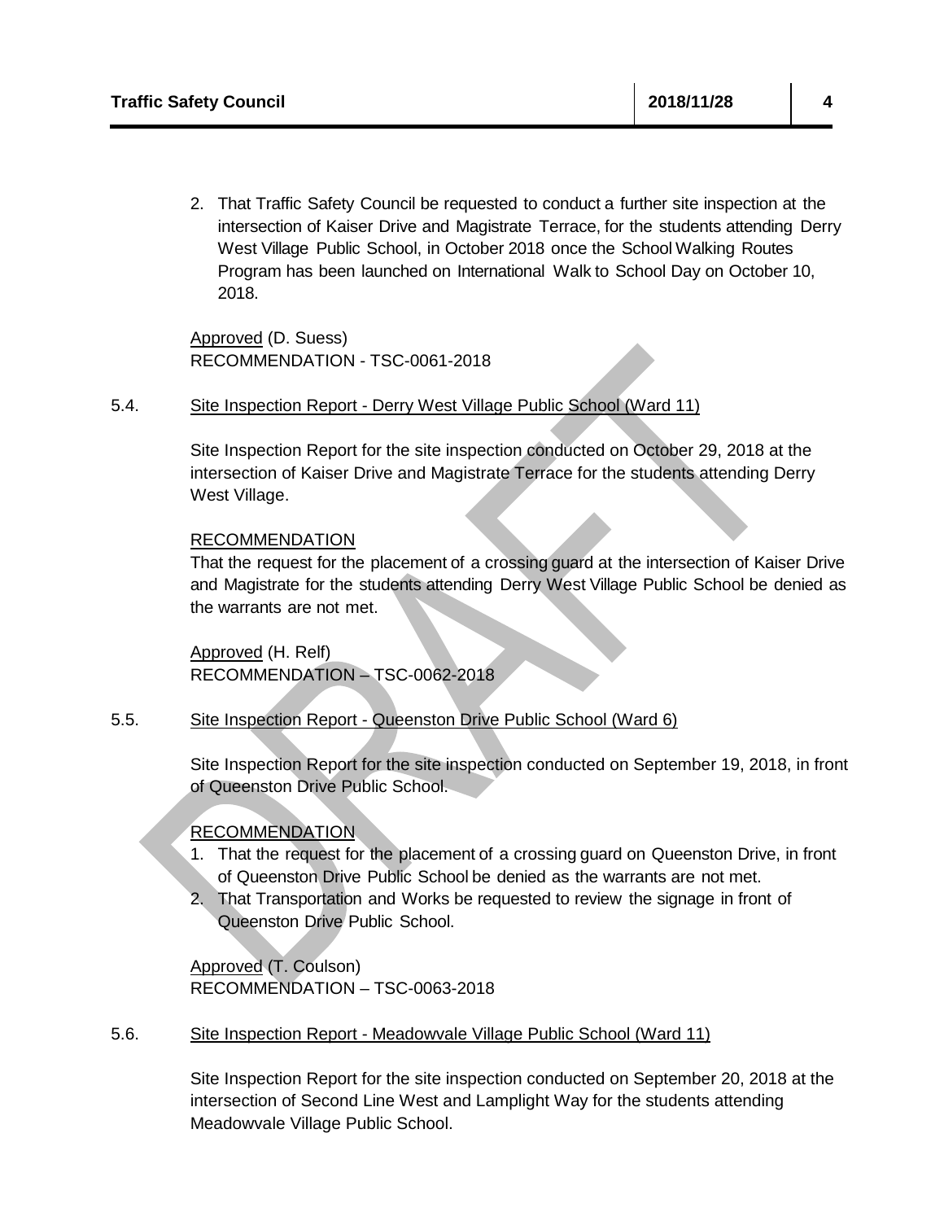2. That Traffic Safety Council be requested to conduct a further site inspection at the intersection of Kaiser Drive and Magistrate Terrace, for the students attending Derry West Village Public School, in October 2018 once the School Walking Routes Program has been launched on International Walk to School Day on October 10, 2018.

Approved (D. Suess)
RECOMMENDATION - TSC-0061-2018

5.4. Site Inspection Report - Derry West Village Public School (Ward 11)

Site Inspection Report for the site inspection conducted on October 29, 2018 at the intersection of Kaiser Drive and Magistrate Terrace for the students attending Derry West Village.

RECOMMENDATION
That the request for the placement of a crossing guard at the intersection of Kaiser Drive and Magistrate for the students attending Derry West Village Public School be denied as the warrants are not met.

Approved (H. Relf)
RECOMMENDATION – TSC-0062-2018

5.5. Site Inspection Report - Queenston Drive Public School (Ward 6)

Site Inspection Report for the site inspection conducted on September 19, 2018, in front of Queenston Drive Public School.

RECOMMENDATION
1. That the request for the placement of a crossing guard on Queenston Drive, in front of Queenston Drive Public School be denied as the warrants are not met.
2. That Transportation and Works be requested to review the signage in front of Queenston Drive Public School.

Approved (T. Coulson)
RECOMMENDATION – TSC-0063-2018

5.6. Site Inspection Report - Meadowvale Village Public School (Ward 11)

Site Inspection Report for the site inspection conducted on September 20, 2018 at the intersection of Second Line West and Lamplight Way for the students attending Meadowvale Village Public School.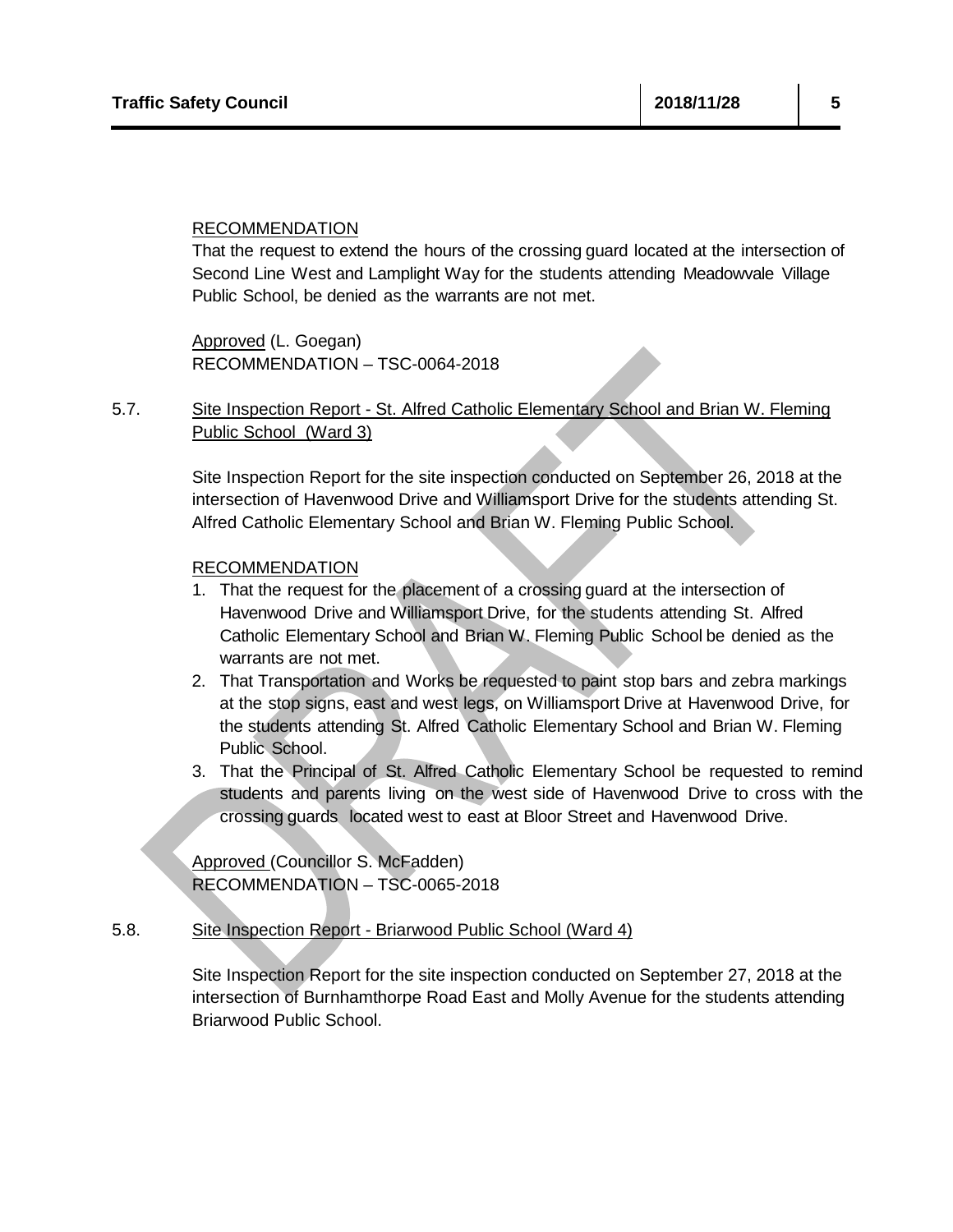RECOMMENDATION

That the request to extend the hours of the crossing guard located at the intersection of Second Line West and Lamplight Way for the students attending Meadowvale Village Public School, be denied as the warrants are not met.

Approved (L. Goegan)
RECOMMENDATION – TSC-0064-2018

5.7. Site Inspection Report - St. Alfred Catholic Elementary School and Brian W. Fleming Public School (Ward 3)

Site Inspection Report for the site inspection conducted on September 26, 2018 at the intersection of Havenwood Drive and Williamsport Drive for the students attending St. Alfred Catholic Elementary School and Brian W. Fleming Public School.

RECOMMENDATION

1. That the request for the placement of a crossing guard at the intersection of Havenwood Drive and Williamsport Drive, for the students attending St. Alfred Catholic Elementary School and Brian W. Fleming Public School be denied as the warrants are not met.
2. That Transportation and Works be requested to paint stop bars and zebra markings at the stop signs, east and west legs, on Williamsport Drive at Havenwood Drive, for the students attending St. Alfred Catholic Elementary School and Brian W. Fleming Public School.
3. That the Principal of St. Alfred Catholic Elementary School be requested to remind students and parents living on the west side of Havenwood Drive to cross with the crossing guards located west to east at Bloor Street and Havenwood Drive.

Approved (Councillor S. McFadden)
RECOMMENDATION – TSC-0065-2018

5.8. Site Inspection Report - Briarwood Public School (Ward 4)

Site Inspection Report for the site inspection conducted on September 27, 2018 at the intersection of Burnhamthorpe Road East and Molly Avenue for the students attending Briarwood Public School.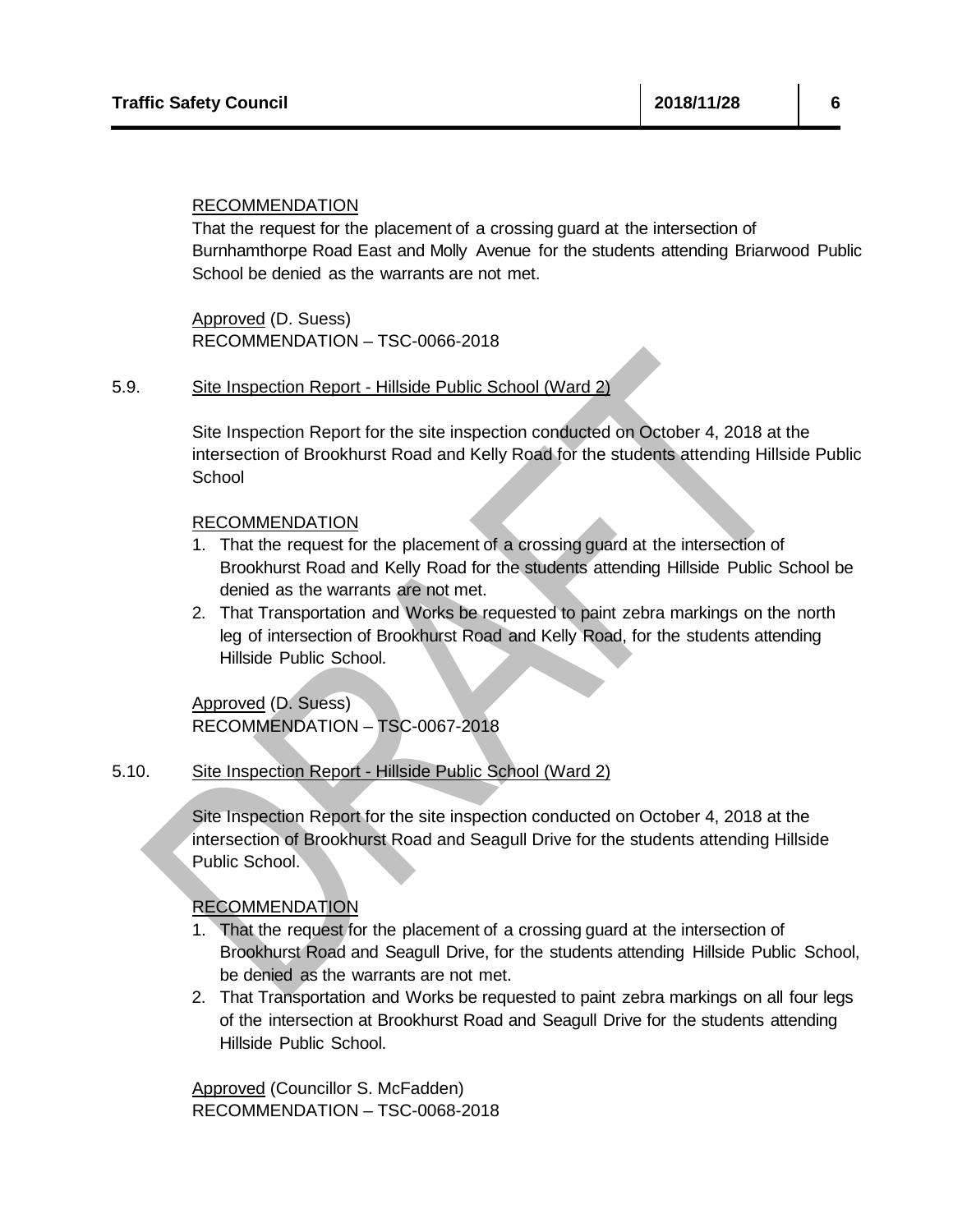RECOMMENDATION

That the request for the placement of a crossing guard at the intersection of Burnhamthorpe Road East and Molly Avenue for the students attending Briarwood Public School be denied as the warrants are not met.

Approved (D. Suess)
RECOMMENDATION – TSC-0066-2018

5.9. Site Inspection Report - Hillside Public School (Ward 2)

Site Inspection Report for the site inspection conducted on October 4, 2018 at the intersection of Brookhurst Road and Kelly Road for the students attending Hillside Public School

RECOMMENDATION

1. That the request for the placement of a crossing guard at the intersection of Brookhurst Road and Kelly Road for the students attending Hillside Public School be denied as the warrants are not met.
2. That Transportation and Works be requested to paint zebra markings on the north leg of intersection of Brookhurst Road and Kelly Road, for the students attending Hillside Public School.

Approved (D. Suess)
RECOMMENDATION – TSC-0067-2018

5.10. Site Inspection Report - Hillside Public School (Ward 2)

Site Inspection Report for the site inspection conducted on October 4, 2018 at the intersection of Brookhurst Road and Seagull Drive for the students attending Hillside Public School.

RECOMMENDATION

1. That the request for the placement of a crossing guard at the intersection of Brookhurst Road and Seagull Drive, for the students attending Hillside Public School, be denied as the warrants are not met.
2. That Transportation and Works be requested to paint zebra markings on all four legs of the intersection at Brookhurst Road and Seagull Drive for the students attending Hillside Public School.

Approved (Councillor S. McFadden)
RECOMMENDATION – TSC-0068-2018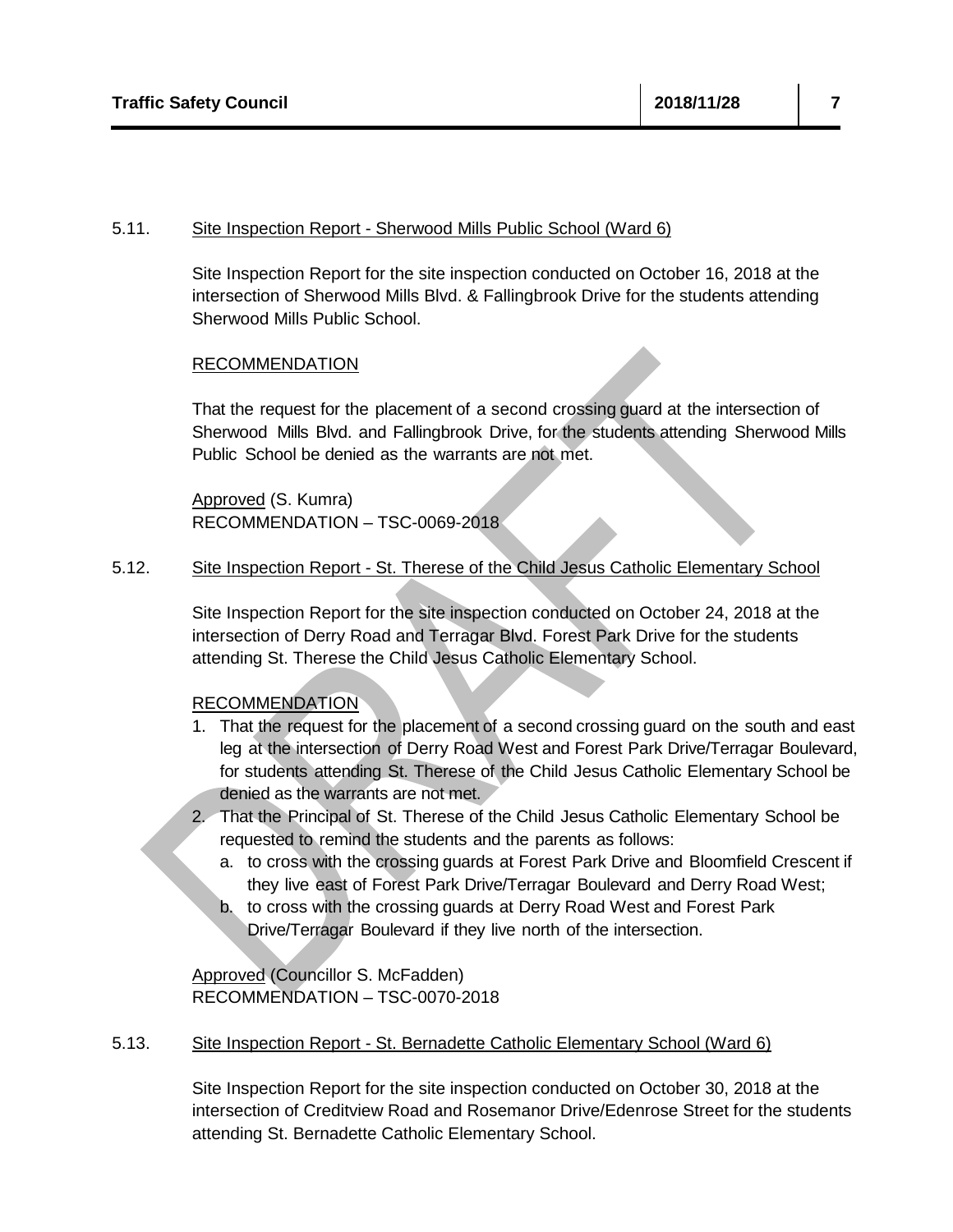5.11. Site Inspection Report - Sherwood Mills Public School (Ward 6)

Site Inspection Report for the site inspection conducted on October 16, 2018 at the intersection of Sherwood Mills Blvd. & Fallingbrook Drive for the students attending Sherwood Mills Public School.

RECOMMENDATION

That the request for the placement of a second crossing guard at the intersection of Sherwood Mills Blvd. and Fallingbrook Drive, for the students attending Sherwood Mills Public School be denied as the warrants are not met.

Approved (S. Kumra)
RECOMMENDATION – TSC-0069-2018

5.12. Site Inspection Report - St. Therese of the Child Jesus Catholic Elementary School

Site Inspection Report for the site inspection conducted on October 24, 2018 at the intersection of Derry Road and Terragar Blvd. Forest Park Drive for the students attending St. Therese the Child Jesus Catholic Elementary School.

RECOMMENDATION

1. That the request for the placement of a second crossing guard on the south and east leg at the intersection of Derry Road West and Forest Park Drive/Terragar Boulevard, for students attending St. Therese of the Child Jesus Catholic Elementary School be denied as the warrants are not met.
2. That the Principal of St. Therese of the Child Jesus Catholic Elementary School be requested to remind the students and the parents as follows:
   a. to cross with the crossing guards at Forest Park Drive and Bloomfield Crescent if they live east of Forest Park Drive/Terragar Boulevard and Derry Road West;
   b. to cross with the crossing guards at Derry Road West and Forest Park Drive/Terragar Boulevard if they live north of the intersection.

Approved (Councillor S. McFadden)
RECOMMENDATION – TSC-0070-2018

5.13. Site Inspection Report - St. Bernadette Catholic Elementary School (Ward 6)

Site Inspection Report for the site inspection conducted on October 30, 2018 at the intersection of Creditview Road and Rosemanor Drive/Edenrose Street for the students attending St. Bernadette Catholic Elementary School.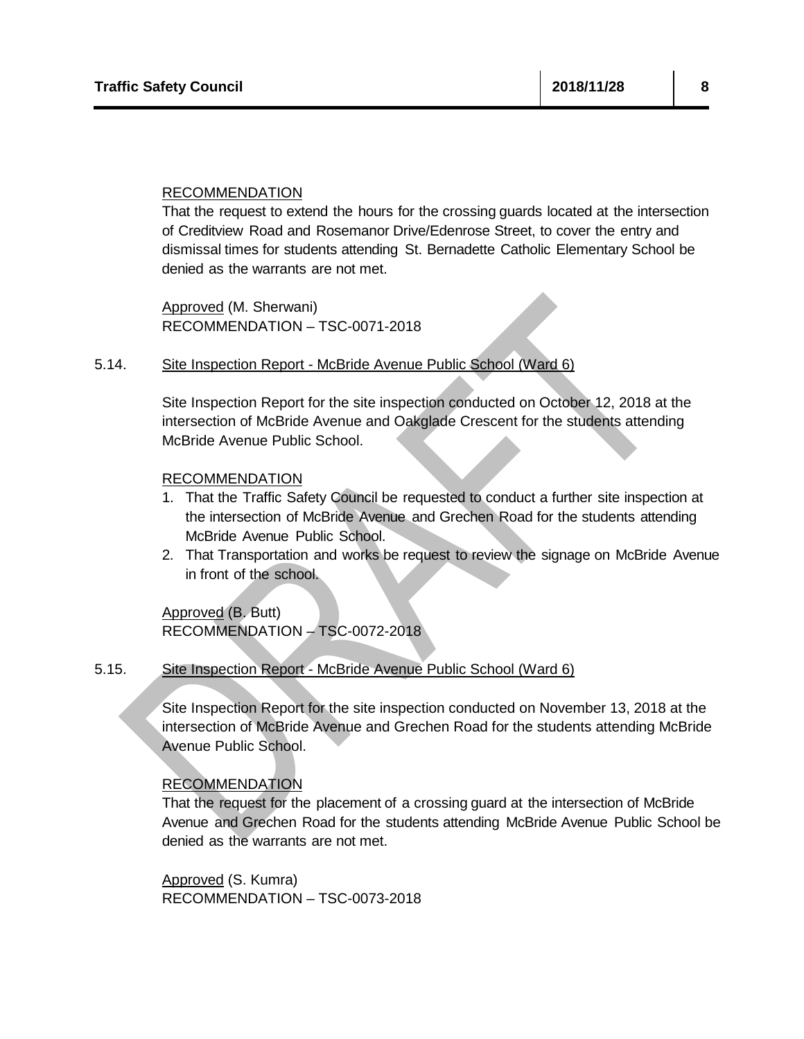RECOMMENDATION

That the request to extend the hours for the crossing guards located at the intersection of Creditview Road and Rosemanor Drive/Edenrose Street, to cover the entry and dismissal times for students attending St. Bernadette Catholic Elementary School be denied as the warrants are not met.

Approved (M. Sherwani)
RECOMMENDATION – TSC-0071-2018

5.14. Site Inspection Report - McBride Avenue Public School (Ward 6)

Site Inspection Report for the site inspection conducted on October 12, 2018 at the intersection of McBride Avenue and Oakglade Crescent for the students attending McBride Avenue Public School.

RECOMMENDATION

1. That the Traffic Safety Council be requested to conduct a further site inspection at the intersection of McBride Avenue and Grechen Road for the students attending McBride Avenue Public School.
2. That Transportation and works be request to review the signage on McBride Avenue in front of the school.

Approved (B. Butt)
RECOMMENDATION – TSC-0072-2018

5.15. Site Inspection Report - McBride Avenue Public School (Ward 6)

Site Inspection Report for the site inspection conducted on November 13, 2018 at the intersection of McBride Avenue and Grechen Road for the students attending McBride Avenue Public School.

RECOMMENDATION

That the request for the placement of a crossing guard at the intersection of McBride Avenue and Grechen Road for the students attending McBride Avenue Public School be denied as the warrants are not met.

Approved (S. Kumra)
RECOMMENDATION – TSC-0073-2018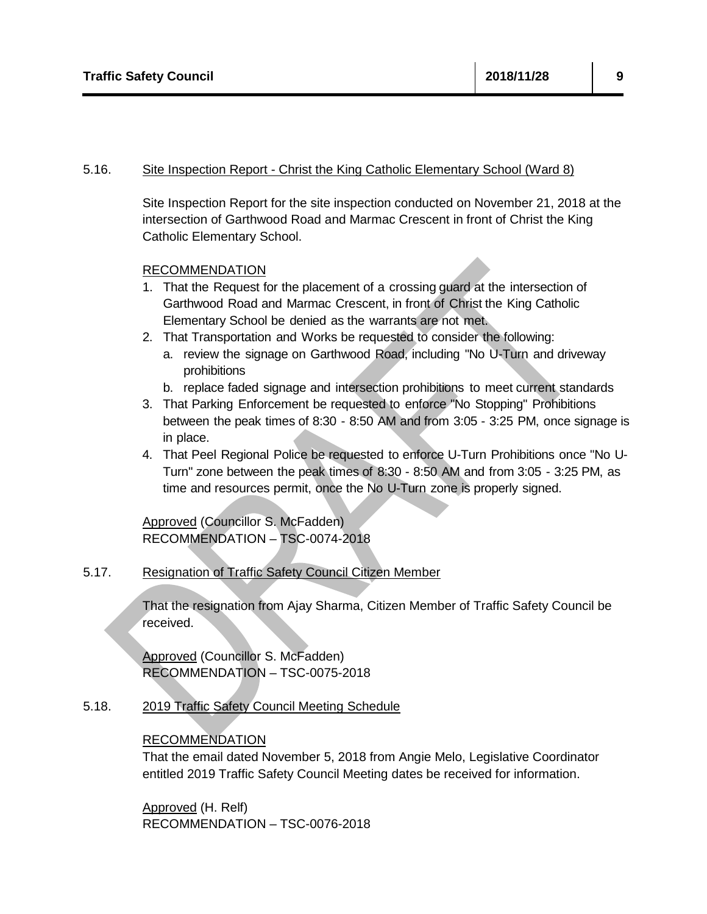5.16. Site Inspection Report - Christ the King Catholic Elementary School (Ward 8)

Site Inspection Report for the site inspection conducted on November 21, 2018 at the intersection of Garthwood Road and Marmac Crescent in front of Christ the King Catholic Elementary School.

RECOMMENDATION

1. That the Request for the placement of a crossing guard at the intersection of Garthwood Road and Marmac Crescent, in front of Christ the King Catholic Elementary School be denied as the warrants are not met.
2. That Transportation and Works be requested to consider the following:
   a. review the signage on Garthwood Road, including "No U-Turn and driveway prohibitions
   b. replace faded signage and intersection prohibitions to meet current standards
3. That Parking Enforcement be requested to enforce "No Stopping" Prohibitions between the peak times of 8:30 - 8:50 AM and from 3:05 - 3:25 PM, once signage is in place.
4. That Peel Regional Police be requested to enforce U-Turn Prohibitions once "No U-Turn" zone between the peak times of 8:30 - 8:50 AM and from 3:05 - 3:25 PM, as time and resources permit, once the No U-Turn zone is properly signed.

Approved (Councillor S. McFadden)
RECOMMENDATION – TSC-0074-2018

5.17. Resignation of Traffic Safety Council Citizen Member

That the resignation from Ajay Sharma, Citizen Member of Traffic Safety Council be received.

Approved (Councillor S. McFadden)
RECOMMENDATION – TSC-0075-2018

5.18. 2019 Traffic Safety Council Meeting Schedule

RECOMMENDATION

That the email dated November 5, 2018 from Angie Melo, Legislative Coordinator entitled 2019 Traffic Safety Council Meeting dates be received for information.

Approved (H. Relf)
RECOMMENDATION – TSC-0076-2018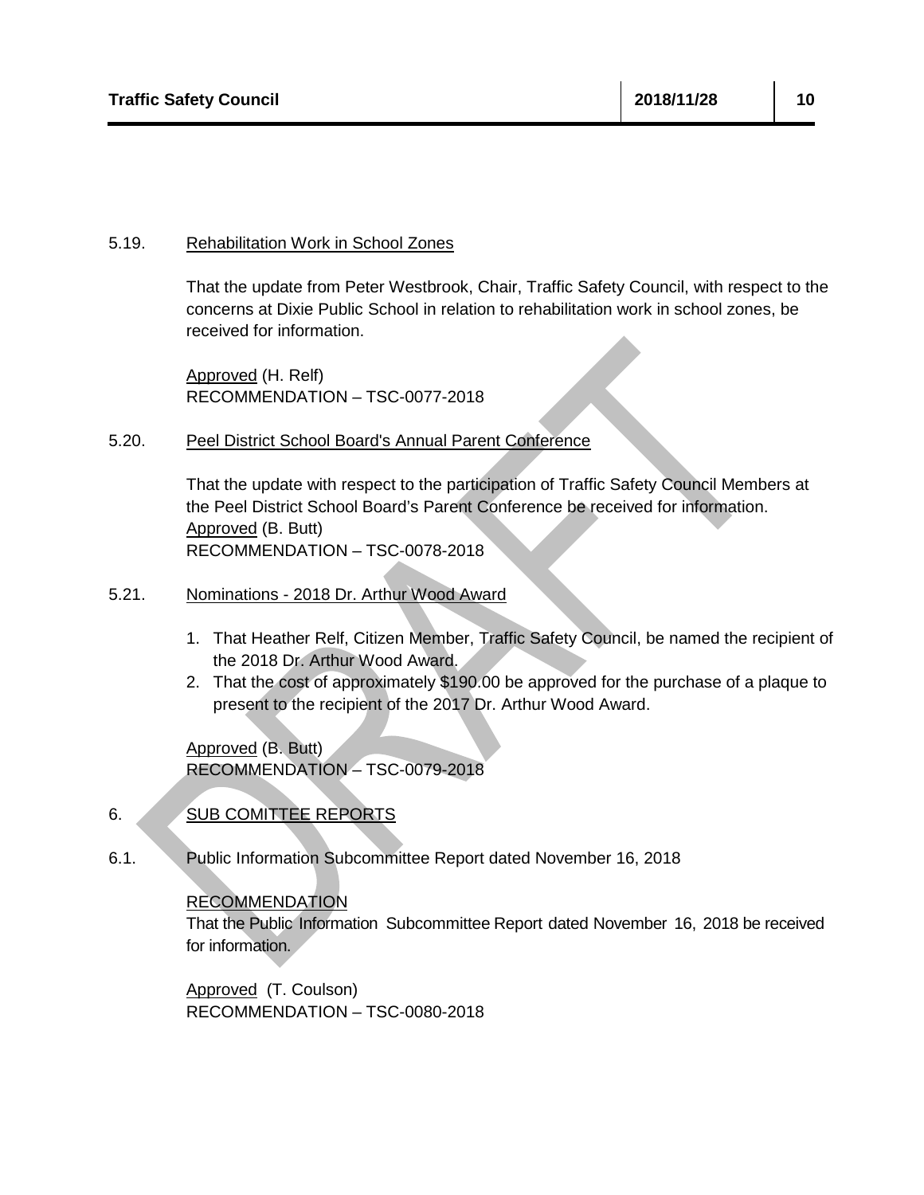5.19. Rehabilitation Work in School Zones

That the update from Peter Westbrook, Chair, Traffic Safety Council, with respect to the concerns at Dixie Public School in relation to rehabilitation work in school zones, be received for information.

Approved (H. Relf)
RECOMMENDATION – TSC-0077-2018

5.20. Peel District School Board's Annual Parent Conference

That the update with respect to the participation of Traffic Safety Council Members at the Peel District School Board's Parent Conference be received for information.
Approved (B. Butt)
RECOMMENDATION – TSC-0078-2018

5.21. Nominations - 2018 Dr. Arthur Wood Award

1. That Heather Relf, Citizen Member, Traffic Safety Council, be named the recipient of the 2018 Dr. Arthur Wood Award.
2. That the cost of approximately $190.00 be approved for the purchase of a plaque to present to the recipient of the 2017 Dr. Arthur Wood Award.

Approved (B. Butt)
RECOMMENDATION – TSC-0079-2018

6. SUB COMITTEE REPORTS

6.1. Public Information Subcommittee Report dated November 16, 2018

RECOMMENDATION
That the Public Information Subcommittee Report dated November 16, 2018 be received for information.

Approved (T. Coulson)
RECOMMENDATION – TSC-0080-2018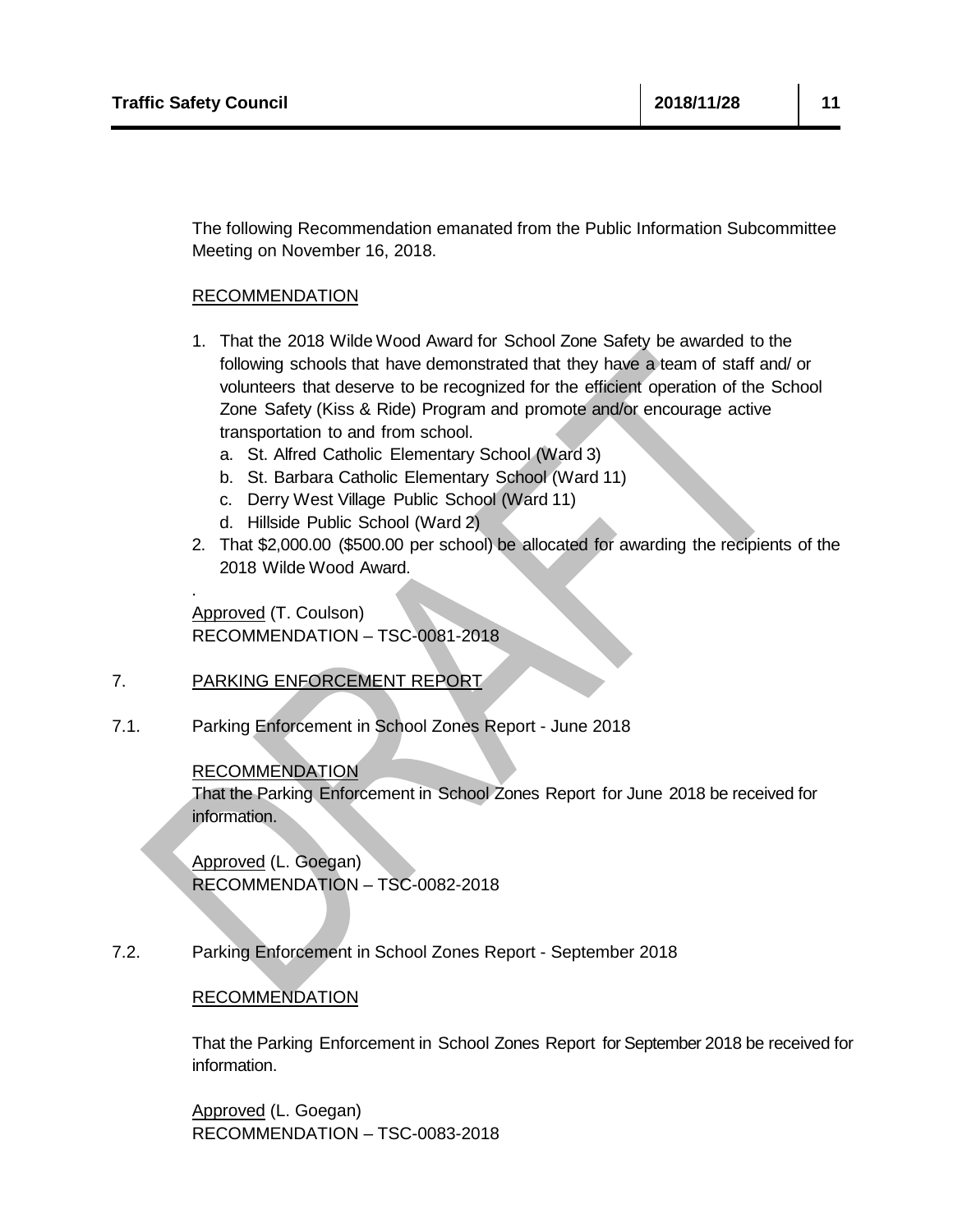The following Recommendation emanated from the Public Information Subcommittee Meeting on November 16, 2018.

RECOMMENDATION

1. That the 2018 Wilde Wood Award for School Zone Safety be awarded to the following schools that have demonstrated that they have a team of staff and/ or volunteers that deserve to be recognized for the efficient operation of the School Zone Safety (Kiss & Ride) Program and promote and/or encourage active transportation to and from school.
   a. St. Alfred Catholic Elementary School (Ward 3)
   b. St. Barbara Catholic Elementary School (Ward 11)
   c. Derry West Village Public School (Ward 11)
   d. Hillside Public School (Ward 2)
2. That $2,000.00 ($500.00 per school) be allocated for awarding the recipients of the 2018 Wilde Wood Award.

.

Approved (T. Coulson)
RECOMMENDATION – TSC-0081-2018

## 7. PARKING ENFORCEMENT REPORT

### 7.1. Parking Enforcement in School Zones Report - June 2018

RECOMMENDATION
That the Parking Enforcement in School Zones Report for June 2018 be received for information.

Approved (L. Goegan)
RECOMMENDATION – TSC-0082-2018

### 7.2. Parking Enforcement in School Zones Report - September 2018

RECOMMENDATION

That the Parking Enforcement in School Zones Report for September 2018 be received for information.

Approved (L. Goegan)
RECOMMENDATION – TSC-0083-2018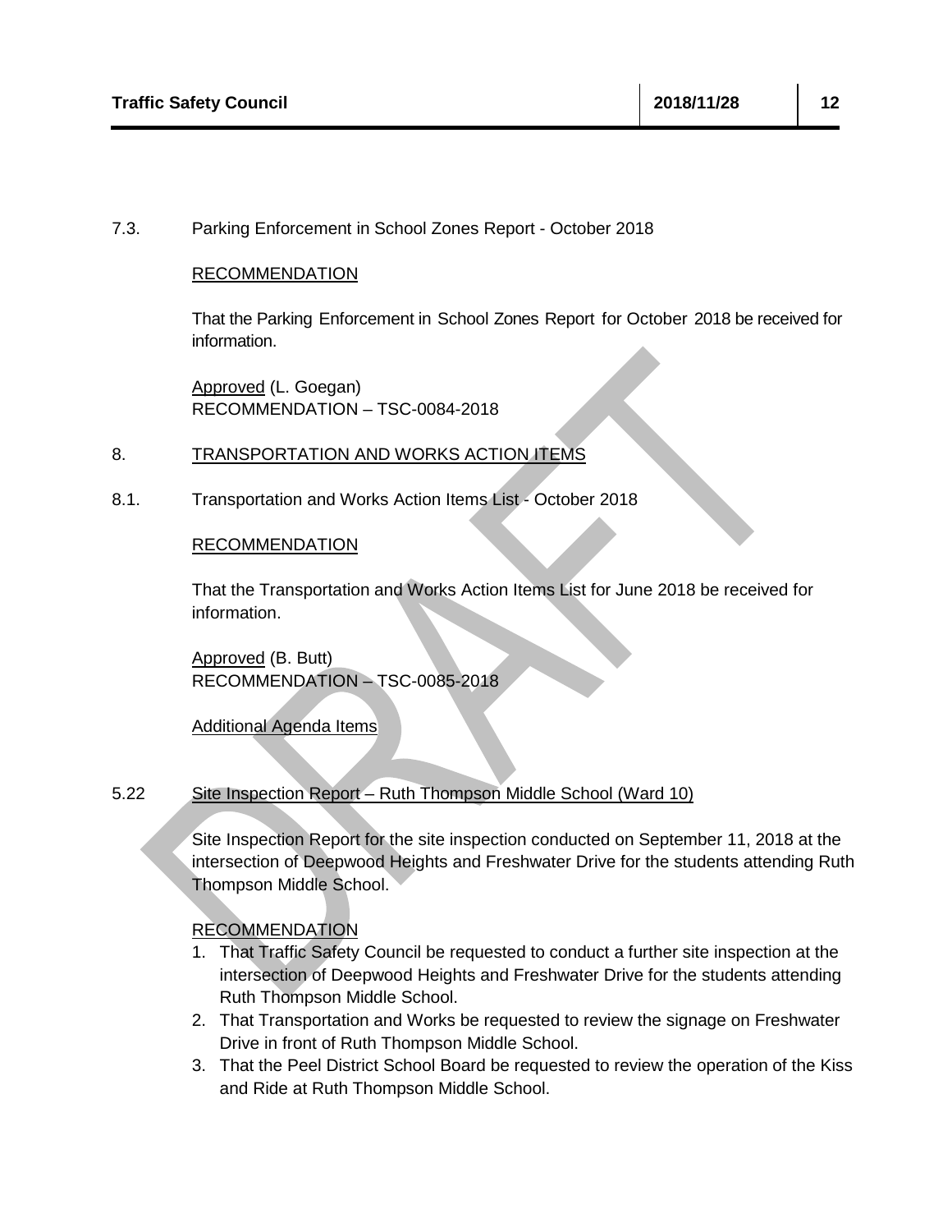7.3. Parking Enforcement in School Zones Report - October 2018

RECOMMENDATION

That the Parking Enforcement in School Zones Report for October 2018 be received for information.

Approved (L. Goegan)
RECOMMENDATION – TSC-0084-2018

## 8. TRANSPORTATION AND WORKS ACTION ITEMS

8.1. Transportation and Works Action Items List - October 2018

RECOMMENDATION

That the Transportation and Works Action Items List for June 2018 be received for information.

Approved (B. Butt)
RECOMMENDATION – TSC-0085-2018

Additional Agenda Items

5.22 Site Inspection Report – Ruth Thompson Middle School (Ward 10)

Site Inspection Report for the site inspection conducted on September 11, 2018 at the intersection of Deepwood Heights and Freshwater Drive for the students attending Ruth Thompson Middle School.

RECOMMENDATION

1. That Traffic Safety Council be requested to conduct a further site inspection at the intersection of Deepwood Heights and Freshwater Drive for the students attending Ruth Thompson Middle School.
2. That Transportation and Works be requested to review the signage on Freshwater Drive in front of Ruth Thompson Middle School.
3. That the Peel District School Board be requested to review the operation of the Kiss and Ride at Ruth Thompson Middle School.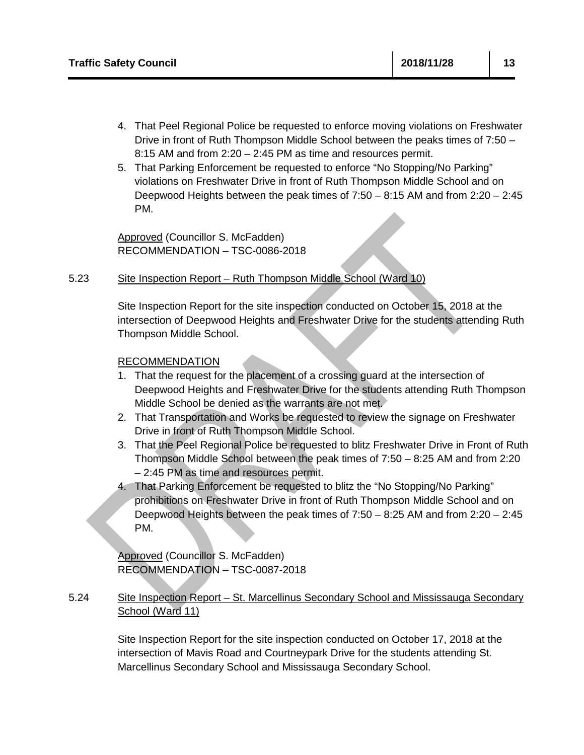4. That Peel Regional Police be requested to enforce moving violations on Freshwater Drive in front of Ruth Thompson Middle School between the peaks times of 7:50 – 8:15 AM and from 2:20 – 2:45 PM as time and resources permit.
5. That Parking Enforcement be requested to enforce "No Stopping/No Parking" violations on Freshwater Drive in front of Ruth Thompson Middle School and on Deepwood Heights between the peak times of 7:50 – 8:15 AM and from 2:20 – 2:45 PM.

Approved (Councillor S. McFadden)
RECOMMENDATION – TSC-0086-2018

5.23 Site Inspection Report – Ruth Thompson Middle School (Ward 10)

Site Inspection Report for the site inspection conducted on October 15, 2018 at the intersection of Deepwood Heights and Freshwater Drive for the students attending Ruth Thompson Middle School.

RECOMMENDATION

1. That the request for the placement of a crossing guard at the intersection of Deepwood Heights and Freshwater Drive for the students attending Ruth Thompson Middle School be denied as the warrants are not met.
2. That Transportation and Works be requested to review the signage on Freshwater Drive in front of Ruth Thompson Middle School.
3. That the Peel Regional Police be requested to blitz Freshwater Drive in Front of Ruth Thompson Middle School between the peak times of 7:50 – 8:25 AM and from 2:20 – 2:45 PM as time and resources permit.
4. That Parking Enforcement be requested to blitz the "No Stopping/No Parking" prohibitions on Freshwater Drive in front of Ruth Thompson Middle School and on Deepwood Heights between the peak times of 7:50 – 8:25 AM and from 2:20 – 2:45 PM.

Approved (Councillor S. McFadden)
RECOMMENDATION – TSC-0087-2018

5.24 Site Inspection Report – St. Marcellinus Secondary School and Mississauga Secondary School (Ward 11)

Site Inspection Report for the site inspection conducted on October 17, 2018 at the intersection of Mavis Road and Courtneypark Drive for the students attending St. Marcellinus Secondary School and Mississauga Secondary School.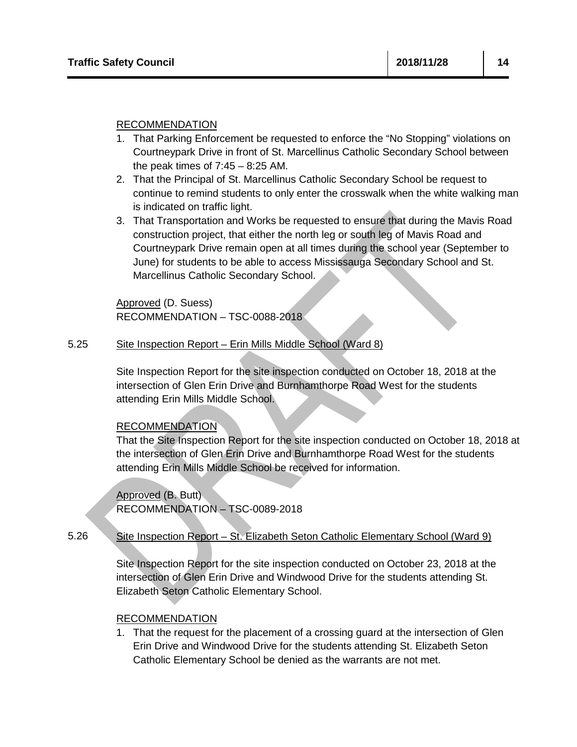RECOMMENDATION

1. That Parking Enforcement be requested to enforce the “No Stopping” violations on Courtneypark Drive in front of St. Marcellinus Catholic Secondary School between the peak times of 7:45 – 8:25 AM.
2. That the Principal of St. Marcellinus Catholic Secondary School be request to continue to remind students to only enter the crosswalk when the white walking man is indicated on traffic light.
3. That Transportation and Works be requested to ensure that during the Mavis Road construction project, that either the north leg or south leg of Mavis Road and Courtneypark Drive remain open at all times during the school year (September to June) for students to be able to access Mississauga Secondary School and St. Marcellinus Catholic Secondary School.

Approved (D. Suess)
RECOMMENDATION – TSC-0088-2018

5.25 Site Inspection Report – Erin Mills Middle School (Ward 8)

Site Inspection Report for the site inspection conducted on October 18, 2018 at the intersection of Glen Erin Drive and Burnhamthorpe Road West for the students attending Erin Mills Middle School.

RECOMMENDATION

That the Site Inspection Report for the site inspection conducted on October 18, 2018 at the intersection of Glen Erin Drive and Burnhamthorpe Road West for the students attending Erin Mills Middle School be received for information.

Approved (B. Butt)
RECOMMENDATION – TSC-0089-2018

5.26 Site Inspection Report – St. Elizabeth Seton Catholic Elementary School (Ward 9)

Site Inspection Report for the site inspection conducted on October 23, 2018 at the intersection of Glen Erin Drive and Windwood Drive for the students attending St. Elizabeth Seton Catholic Elementary School.

RECOMMENDATION

1. That the request for the placement of a crossing guard at the intersection of Glen Erin Drive and Windwood Drive for the students attending St. Elizabeth Seton Catholic Elementary School be denied as the warrants are not met.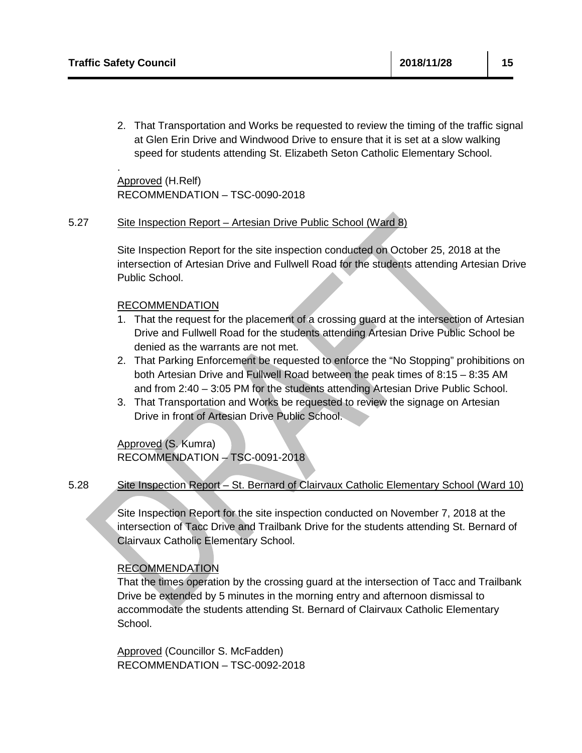2. That Transportation and Works be requested to review the timing of the traffic signal at Glen Erin Drive and Windwood Drive to ensure that it is set at a slow walking speed for students attending St. Elizabeth Seton Catholic Elementary School.

.

Approved (H.Relf)
RECOMMENDATION – TSC-0090-2018

5.27 Site Inspection Report – Artesian Drive Public School (Ward 8)

Site Inspection Report for the site inspection conducted on October 25, 2018 at the intersection of Artesian Drive and Fullwell Road for the students attending Artesian Drive Public School.

RECOMMENDATION

1. That the request for the placement of a crossing guard at the intersection of Artesian Drive and Fullwell Road for the students attending Artesian Drive Public School be denied as the warrants are not met.
2. That Parking Enforcement be requested to enforce the "No Stopping" prohibitions on both Artesian Drive and Fullwell Road between the peak times of 8:15 – 8:35 AM and from 2:40 – 3:05 PM for the students attending Artesian Drive Public School.
3. That Transportation and Works be requested to review the signage on Artesian Drive in front of Artesian Drive Public School.

Approved (S. Kumra)
RECOMMENDATION – TSC-0091-2018

5.28 Site Inspection Report – St. Bernard of Clairvaux Catholic Elementary School (Ward 10)

Site Inspection Report for the site inspection conducted on November 7, 2018 at the intersection of Tacc Drive and Trailbank Drive for the students attending St. Bernard of Clairvaux Catholic Elementary School.

RECOMMENDATION

That the times operation by the crossing guard at the intersection of Tacc and Trailbank Drive be extended by 5 minutes in the morning entry and afternoon dismissal to accommodate the students attending St. Bernard of Clairvaux Catholic Elementary School.

Approved (Councillor S. McFadden)
RECOMMENDATION – TSC-0092-2018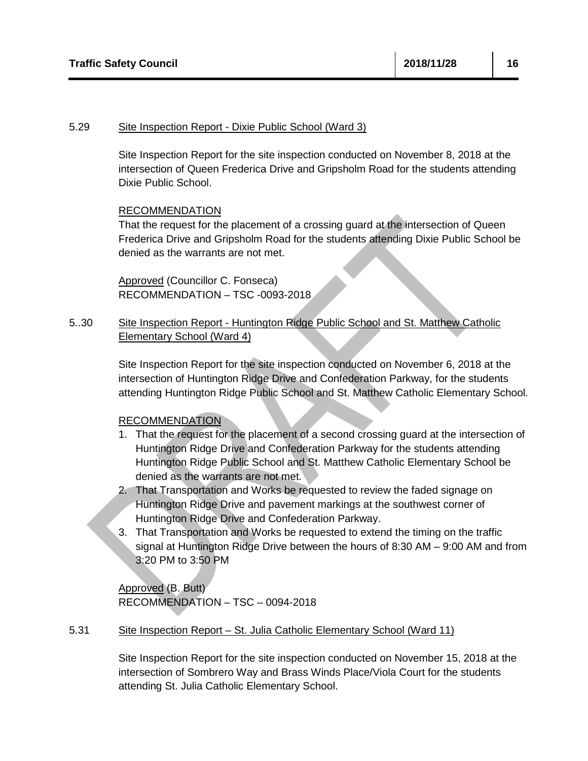5.29 Site Inspection Report - Dixie Public School (Ward 3)

Site Inspection Report for the site inspection conducted on November 8, 2018 at the intersection of Queen Frederica Drive and Gripsholm Road for the students attending Dixie Public School.

RECOMMENDATION
That the request for the placement of a crossing guard at the intersection of Queen Frederica Drive and Gripsholm Road for the students attending Dixie Public School be denied as the warrants are not met.

Approved (Councillor C. Fonseca)
RECOMMENDATION – TSC -0093-2018

5..30 Site Inspection Report - Huntington Ridge Public School and St. Matthew Catholic Elementary School (Ward 4)

Site Inspection Report for the site inspection conducted on November 6, 2018 at the intersection of Huntington Ridge Drive and Confederation Parkway, for the students attending Huntington Ridge Public School and St. Matthew Catholic Elementary School.

RECOMMENDATION

1. That the request for the placement of a second crossing guard at the intersection of Huntington Ridge Drive and Confederation Parkway for the students attending Huntington Ridge Public School and St. Matthew Catholic Elementary School be denied as the warrants are not met.
2. That Transportation and Works be requested to review the faded signage on Huntington Ridge Drive and pavement markings at the southwest corner of Huntington Ridge Drive and Confederation Parkway.
3. That Transportation and Works be requested to extend the timing on the traffic signal at Huntington Ridge Drive between the hours of 8:30 AM – 9:00 AM and from 3:20 PM to 3:50 PM

Approved (B. Butt)
RECOMMENDATION – TSC – 0094-2018

5.31 Site Inspection Report – St. Julia Catholic Elementary School (Ward 11)

Site Inspection Report for the site inspection conducted on November 15, 2018 at the intersection of Sombrero Way and Brass Winds Place/Viola Court for the students attending St. Julia Catholic Elementary School.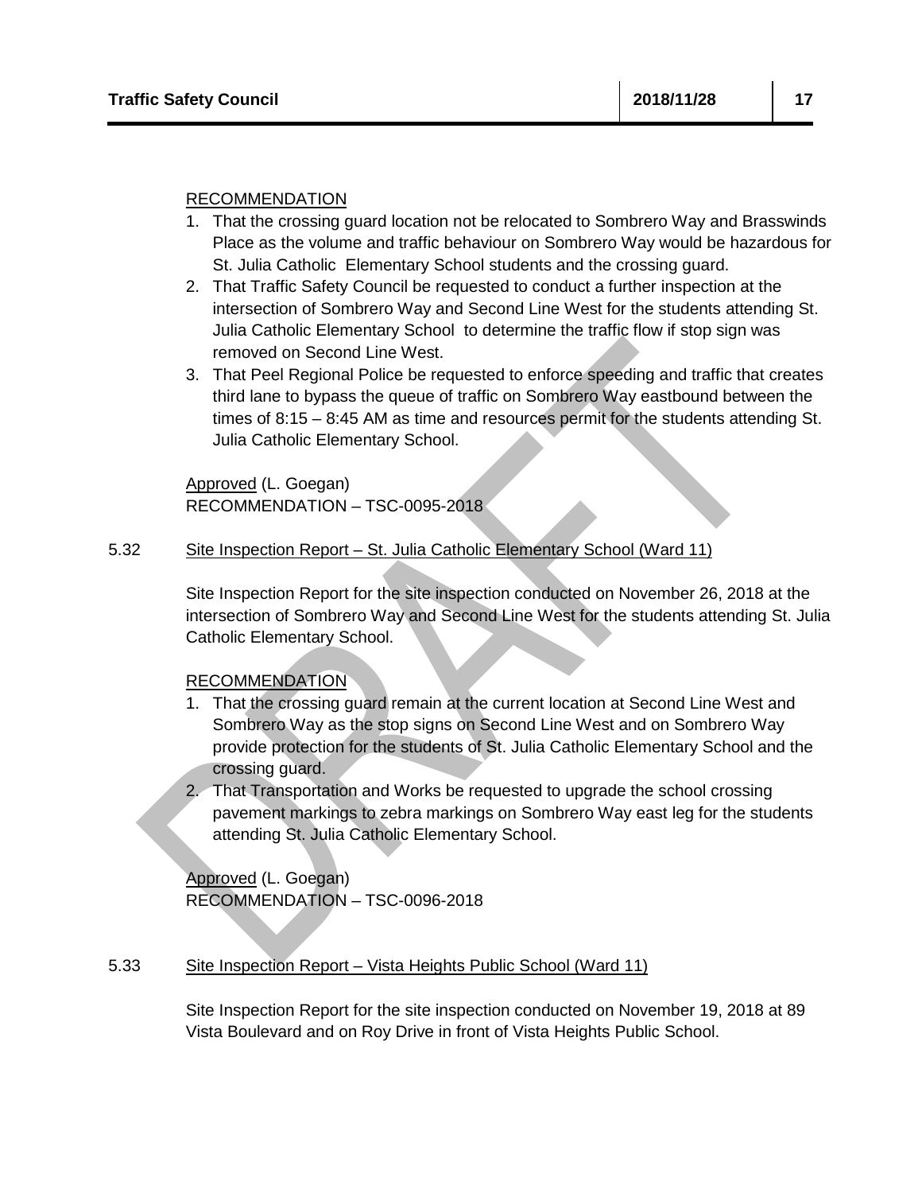RECOMMENDATION

1. That the crossing guard location not be relocated to Sombrero Way and Brasswinds Place as the volume and traffic behaviour on Sombrero Way would be hazardous for St. Julia Catholic Elementary School students and the crossing guard.
2. That Traffic Safety Council be requested to conduct a further inspection at the intersection of Sombrero Way and Second Line West for the students attending St. Julia Catholic Elementary School to determine the traffic flow if stop sign was removed on Second Line West.
3. That Peel Regional Police be requested to enforce speeding and traffic that creates third lane to bypass the queue of traffic on Sombrero Way eastbound between the times of 8:15 – 8:45 AM as time and resources permit for the students attending St. Julia Catholic Elementary School.

Approved (L. Goegan)
RECOMMENDATION – TSC-0095-2018

5.32 Site Inspection Report – St. Julia Catholic Elementary School (Ward 11)

Site Inspection Report for the site inspection conducted on November 26, 2018 at the intersection of Sombrero Way and Second Line West for the students attending St. Julia Catholic Elementary School.

RECOMMENDATION

1. That the crossing guard remain at the current location at Second Line West and Sombrero Way as the stop signs on Second Line West and on Sombrero Way provide protection for the students of St. Julia Catholic Elementary School and the crossing guard.
2. That Transportation and Works be requested to upgrade the school crossing pavement markings to zebra markings on Sombrero Way east leg for the students attending St. Julia Catholic Elementary School.

Approved (L. Goegan)
RECOMMENDATION – TSC-0096-2018

5.33 Site Inspection Report – Vista Heights Public School (Ward 11)

Site Inspection Report for the site inspection conducted on November 19, 2018 at 89 Vista Boulevard and on Roy Drive in front of Vista Heights Public School.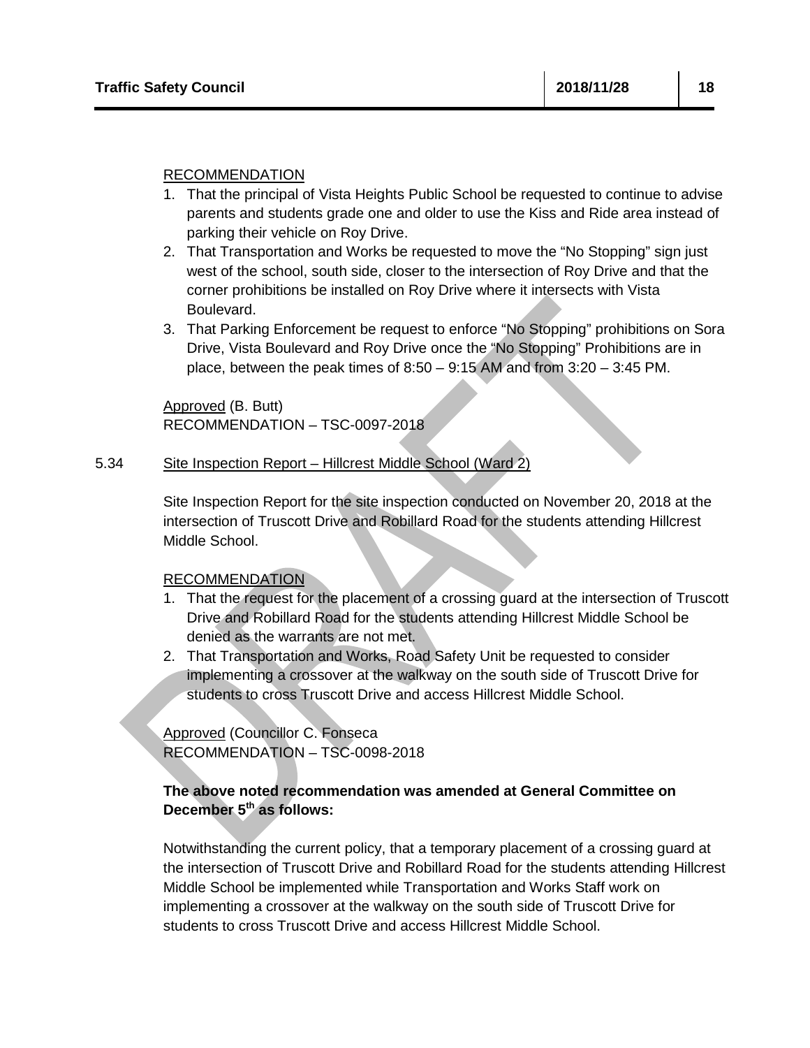RECOMMENDATION

1. That the principal of Vista Heights Public School be requested to continue to advise parents and students grade one and older to use the Kiss and Ride area instead of parking their vehicle on Roy Drive.
2. That Transportation and Works be requested to move the "No Stopping" sign just west of the school, south side, closer to the intersection of Roy Drive and that the corner prohibitions be installed on Roy Drive where it intersects with Vista Boulevard.
3. That Parking Enforcement be request to enforce "No Stopping" prohibitions on Sora Drive, Vista Boulevard and Roy Drive once the "No Stopping" Prohibitions are in place, between the peak times of 8:50 – 9:15 AM and from 3:20 – 3:45 PM.

Approved (B. Butt)
RECOMMENDATION – TSC-0097-2018

5.34 Site Inspection Report – Hillcrest Middle School (Ward 2)

Site Inspection Report for the site inspection conducted on November 20, 2018 at the intersection of Truscott Drive and Robillard Road for the students attending Hillcrest Middle School.

RECOMMENDATION

1. That the request for the placement of a crossing guard at the intersection of Truscott Drive and Robillard Road for the students attending Hillcrest Middle School be denied as the warrants are not met.
2. That Transportation and Works, Road Safety Unit be requested to consider implementing a crossover at the walkway on the south side of Truscott Drive for students to cross Truscott Drive and access Hillcrest Middle School.

Approved (Councillor C. Fonseca
RECOMMENDATION – TSC-0098-2018

**The above noted recommendation was amended at General Committee on December 5th as follows:**

Notwithstanding the current policy, that a temporary placement of a crossing guard at the intersection of Truscott Drive and Robillard Road for the students attending Hillcrest Middle School be implemented while Transportation and Works Staff work on implementing a crossover at the walkway on the south side of Truscott Drive for students to cross Truscott Drive and access Hillcrest Middle School.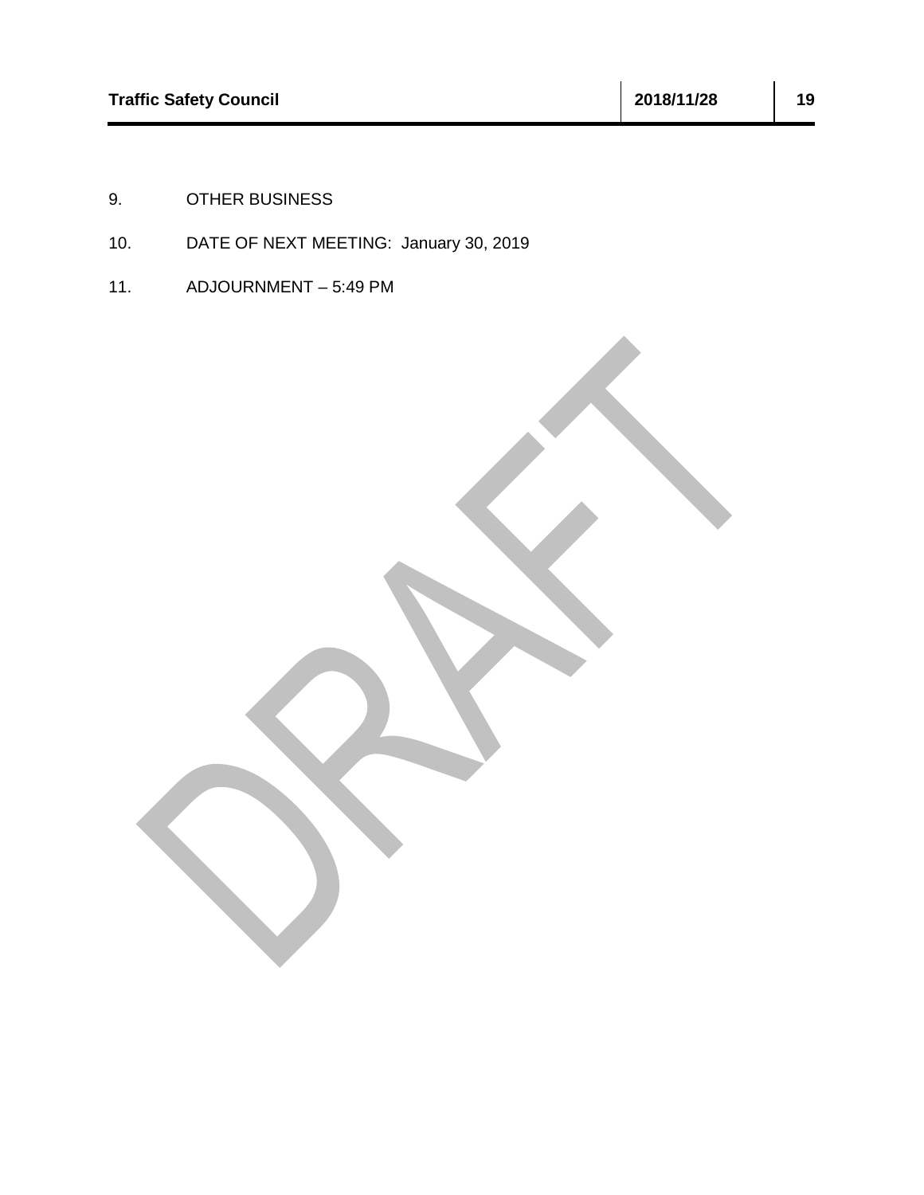9. OTHER BUSINESS

10. DATE OF NEXT MEETING: January 30, 2019

11. ADJOURNMENT – 5:49 PM